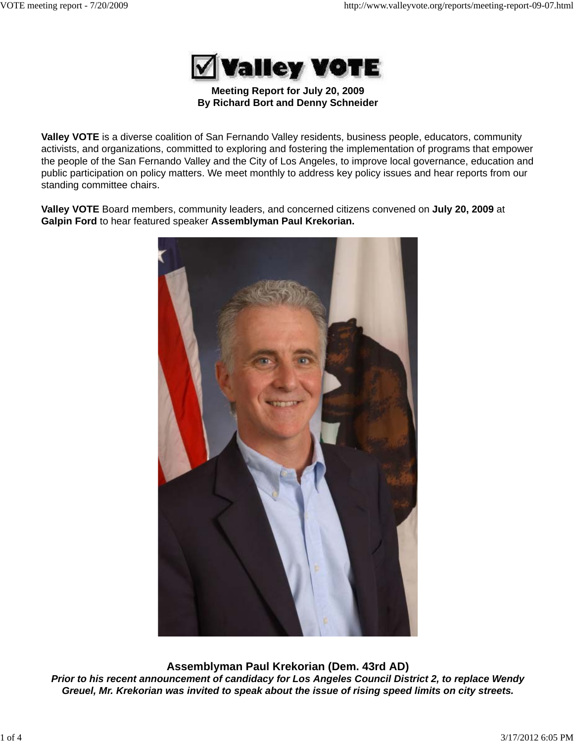# Valley VOTE

**Meeting Report for July 20, 2009**
**By Richard Bort and Denny Schneider**

**Valley VOTE** is a diverse coalition of San Fernando Valley residents, business people, educators, community activists, and organizations, committed to exploring and fostering the implementation of programs that empower the people of the San Fernando Valley and the City of Los Angeles, to improve local governance, education and public participation on policy matters. We meet monthly to address key policy issues and hear reports from our standing committee chairs.

**Valley VOTE** Board members, community leaders, and concerned citizens convened on **July 20, 2009** at **Galpin Ford** to hear featured speaker **Assemblyman Paul Krekorian.**

## Assemblyman Paul Krekorian (Dem. 43rd AD)

***Prior to his recent announcement of candidacy for Los Angeles Council District 2, to replace Wendy Greuel, Mr. Krekorian was invited to speak about the issue of rising speed limits on city streets.***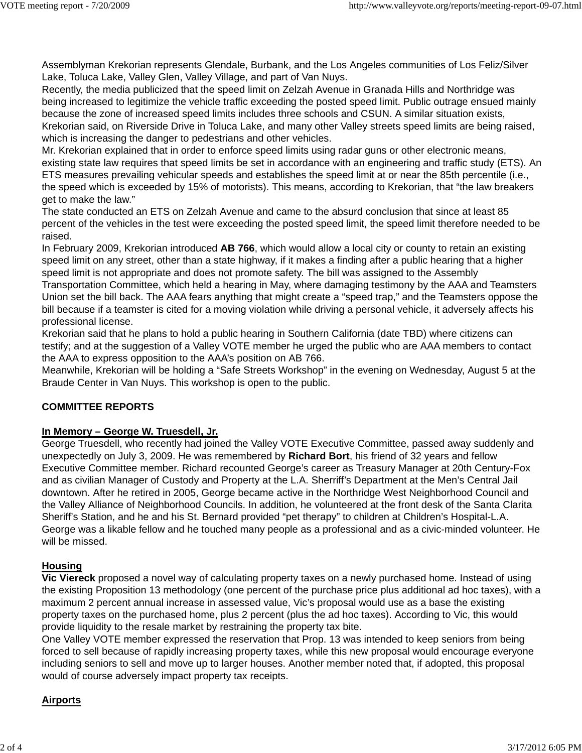Assemblyman Krekorian represents Glendale, Burbank, and the Los Angeles communities of Los Feliz/Silver Lake, Toluca Lake, Valley Glen, Valley Village, and part of Van Nuys.

Recently, the media publicized that the speed limit on Zelzah Avenue in Granada Hills and Northridge was being increased to legitimize the vehicle traffic exceeding the posted speed limit. Public outrage ensued mainly because the zone of increased speed limits includes three schools and CSUN. A similar situation exists, Krekorian said, on Riverside Drive in Toluca Lake, and many other Valley streets speed limits are being raised, which is increasing the danger to pedestrians and other vehicles.

Mr. Krekorian explained that in order to enforce speed limits using radar guns or other electronic means, existing state law requires that speed limits be set in accordance with an engineering and traffic study (ETS). An ETS measures prevailing vehicular speeds and establishes the speed limit at or near the 85th percentile (i.e., the speed which is exceeded by 15% of motorists). This means, according to Krekorian, that "the law breakers get to make the law."

The state conducted an ETS on Zelzah Avenue and came to the absurd conclusion that since at least 85 percent of the vehicles in the test were exceeding the posted speed limit, the speed limit therefore needed to be raised.

In February 2009, Krekorian introduced **AB 766**, which would allow a local city or county to retain an existing speed limit on any street, other than a state highway, if it makes a finding after a public hearing that a higher speed limit is not appropriate and does not promote safety. The bill was assigned to the Assembly Transportation Committee, which held a hearing in May, where damaging testimony by the AAA and Teamsters Union set the bill back. The AAA fears anything that might create a "speed trap," and the Teamsters oppose the bill because if a teamster is cited for a moving violation while driving a personal vehicle, it adversely affects his professional license.

Krekorian said that he plans to hold a public hearing in Southern California (date TBD) where citizens can testify; and at the suggestion of a Valley VOTE member he urged the public who are AAA members to contact the AAA to express opposition to the AAA's position on AB 766.

Meanwhile, Krekorian will be holding a "Safe Streets Workshop" in the evening on Wednesday, August 5 at the Braude Center in Van Nuys. This workshop is open to the public.

## COMMITTEE REPORTS

### In Memory – George W. Truesdell, Jr.

George Truesdell, who recently had joined the Valley VOTE Executive Committee, passed away suddenly and unexpectedly on July 3, 2009. He was remembered by **Richard Bort**, his friend of 32 years and fellow Executive Committee member. Richard recounted George's career as Treasury Manager at 20th Century-Fox and as civilian Manager of Custody and Property at the L.A. Sherriff's Department at the Men's Central Jail downtown. After he retired in 2005, George became active in the Northridge West Neighborhood Council and the Valley Alliance of Neighborhood Councils. In addition, he volunteered at the front desk of the Santa Clarita Sheriff's Station, and he and his St. Bernard provided "pet therapy" to children at Children's Hospital-L.A. George was a likable fellow and he touched many people as a professional and as a civic-minded volunteer. He will be missed.

### Housing

**Vic Viereck** proposed a novel way of calculating property taxes on a newly purchased home. Instead of using the existing Proposition 13 methodology (one percent of the purchase price plus additional ad hoc taxes), with a maximum 2 percent annual increase in assessed value, Vic's proposal would use as a base the existing property taxes on the purchased home, plus 2 percent (plus the ad hoc taxes). According to Vic, this would provide liquidity to the resale market by restraining the property tax bite.

One Valley VOTE member expressed the reservation that Prop. 13 was intended to keep seniors from being forced to sell because of rapidly increasing property taxes, while this new proposal would encourage everyone including seniors to sell and move up to larger houses. Another member noted that, if adopted, this proposal would of course adversely impact property tax receipts.

### Airports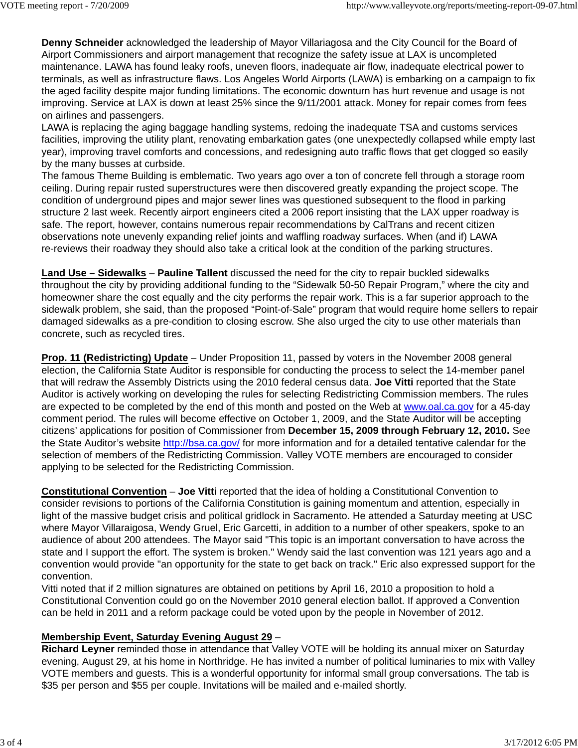**Denny Schneider** acknowledged the leadership of Mayor Villariagosa and the City Council for the Board of Airport Commissioners and airport management that recognize the safety issue at LAX is uncompleted maintenance. LAWA has found leaky roofs, uneven floors, inadequate air flow, inadequate electrical power to terminals, as well as infrastructure flaws. Los Angeles World Airports (LAWA) is embarking on a campaign to fix the aged facility despite major funding limitations. The economic downturn has hurt revenue and usage is not improving. Service at LAX is down at least 25% since the 9/11/2001 attack. Money for repair comes from fees on airlines and passengers.
LAWA is replacing the aging baggage handling systems, redoing the inadequate TSA and customs services facilities, improving the utility plant, renovating embarkation gates (one unexpectedly collapsed while empty last year), improving travel comforts and concessions, and redesigning auto traffic flows that get clogged so easily by the many busses at curbside.
The famous Theme Building is emblematic. Two years ago over a ton of concrete fell through a storage room ceiling. During repair rusted superstructures were then discovered greatly expanding the project scope. The condition of underground pipes and major sewer lines was questioned subsequent to the flood in parking structure 2 last week. Recently airport engineers cited a 2006 report insisting that the LAX upper roadway is safe. The report, however, contains numerous repair recommendations by CalTrans and recent citizen observations note unevenly expanding relief joints and waffling roadway surfaces. When (and if) LAWA re-reviews their roadway they should also take a critical look at the condition of the parking structures.

**Land Use – Sidewalks** – **Pauline Tallent** discussed the need for the city to repair buckled sidewalks throughout the city by providing additional funding to the "Sidewalk 50-50 Repair Program," where the city and homeowner share the cost equally and the city performs the repair work. This is a far superior approach to the sidewalk problem, she said, than the proposed "Point-of-Sale" program that would require home sellers to repair damaged sidewalks as a pre-condition to closing escrow. She also urged the city to use other materials than concrete, such as recycled tires.

**Prop. 11 (Redistricting) Update** – Under Proposition 11, passed by voters in the November 2008 general election, the California State Auditor is responsible for conducting the process to select the 14-member panel that will redraw the Assembly Districts using the 2010 federal census data. **Joe Vitti** reported that the State Auditor is actively working on developing the rules for selecting Redistricting Commission members. The rules are expected to be completed by the end of this month and posted on the Web at www.oal.ca.gov for a 45-day comment period. The rules will become effective on October 1, 2009, and the State Auditor will be accepting citizens' applications for position of Commissioner from **December 15, 2009 through February 12, 2010.** See the State Auditor's website http://bsa.ca.gov/ for more information and for a detailed tentative calendar for the selection of members of the Redistricting Commission. Valley VOTE members are encouraged to consider applying to be selected for the Redistricting Commission.

**Constitutional Convention** – **Joe Vitti** reported that the idea of holding a Constitutional Convention to consider revisions to portions of the California Constitution is gaining momentum and attention, especially in light of the massive budget crisis and political gridlock in Sacramento. He attended a Saturday meeting at USC where Mayor Villaraigosa, Wendy Gruel, Eric Garcetti, in addition to a number of other speakers, spoke to an audience of about 200 attendees. The Mayor said "This topic is an important conversation to have across the state and I support the effort. The system is broken." Wendy said the last convention was 121 years ago and a convention would provide "an opportunity for the state to get back on track." Eric also expressed support for the convention.
Vitti noted that if 2 million signatures are obtained on petitions by April 16, 2010 a proposition to hold a Constitutional Convention could go on the November 2010 general election ballot. If approved a Convention can be held in 2011 and a reform package could be voted upon by the people in November of 2012.

**Membership Event, Saturday Evening August 29** –
**Richard Leyner** reminded those in attendance that Valley VOTE will be holding its annual mixer on Saturday evening, August 29, at his home in Northridge. He has invited a number of political luminaries to mix with Valley VOTE members and guests. This is a wonderful opportunity for informal small group conversations. The tab is $35 per person and $55 per couple. Invitations will be mailed and e-mailed shortly.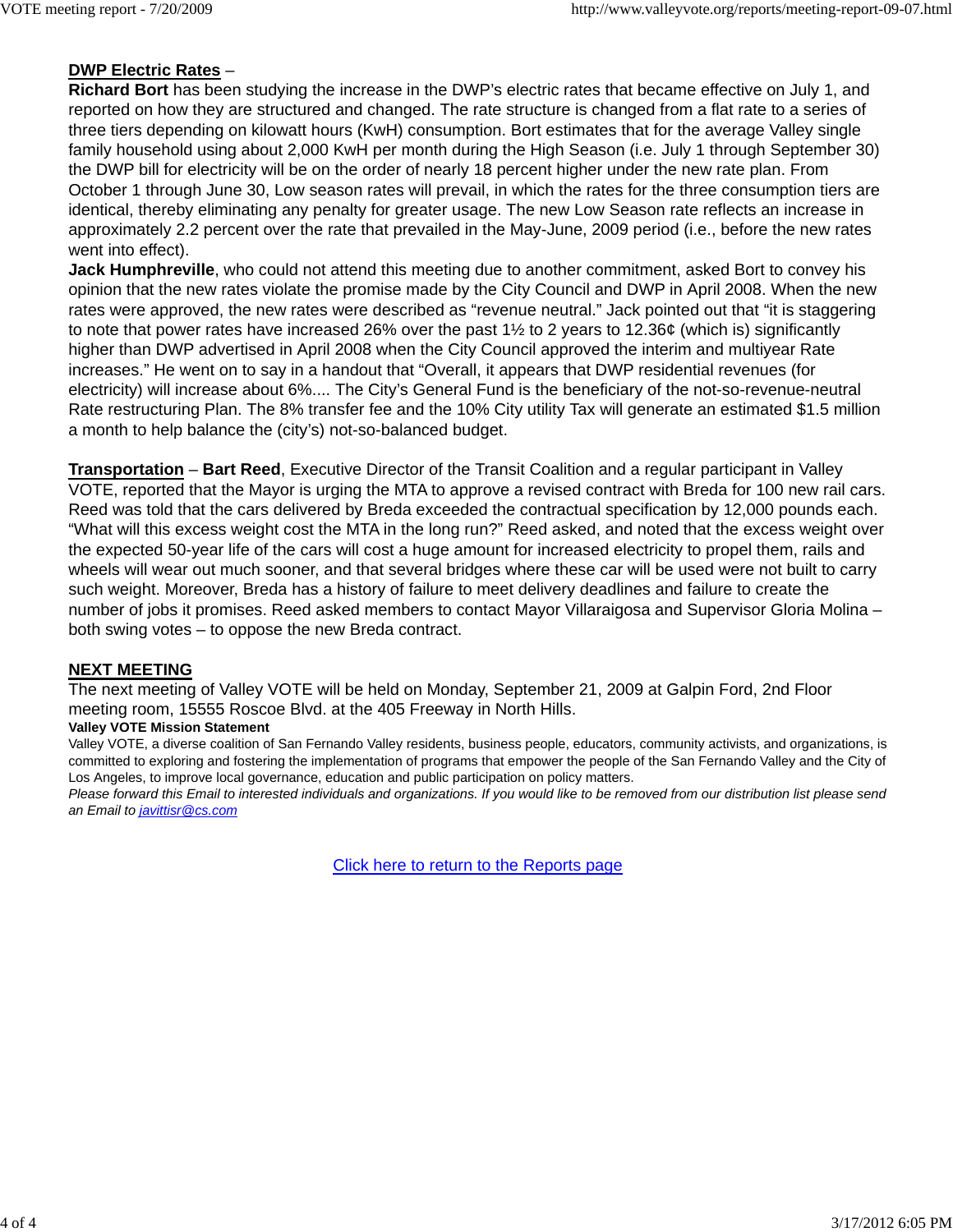**DWP Electric Rates** –

**Richard Bort** has been studying the increase in the DWP's electric rates that became effective on July 1, and reported on how they are structured and changed. The rate structure is changed from a flat rate to a series of three tiers depending on kilowatt hours (KwH) consumption. Bort estimates that for the average Valley single family household using about 2,000 KwH per month during the High Season (i.e. July 1 through September 30) the DWP bill for electricity will be on the order of nearly 18 percent higher under the new rate plan. From October 1 through June 30, Low season rates will prevail, in which the rates for the three consumption tiers are identical, thereby eliminating any penalty for greater usage. The new Low Season rate reflects an increase in approximately 2.2 percent over the rate that prevailed in the May-June, 2009 period (i.e., before the new rates went into effect).

**Jack Humphreville**, who could not attend this meeting due to another commitment, asked Bort to convey his opinion that the new rates violate the promise made by the City Council and DWP in April 2008. When the new rates were approved, the new rates were described as "revenue neutral." Jack pointed out that "it is staggering to note that power rates have increased 26% over the past 1½ to 2 years to 12.36¢ (which is) significantly higher than DWP advertised in April 2008 when the City Council approved the interim and multiyear Rate increases." He went on to say in a handout that "Overall, it appears that DWP residential revenues (for electricity) will increase about 6%.... The City's General Fund is the beneficiary of the not-so-revenue-neutral Rate restructuring Plan. The 8% transfer fee and the 10% City utility Tax will generate an estimated $1.5 million a month to help balance the (city's) not-so-balanced budget.

**Transportation** – **Bart Reed**, Executive Director of the Transit Coalition and a regular participant in Valley VOTE, reported that the Mayor is urging the MTA to approve a revised contract with Breda for 100 new rail cars. Reed was told that the cars delivered by Breda exceeded the contractual specification by 12,000 pounds each. "What will this excess weight cost the MTA in the long run?" Reed asked, and noted that the excess weight over the expected 50-year life of the cars will cost a huge amount for increased electricity to propel them, rails and wheels will wear out much sooner, and that several bridges where these car will be used were not built to carry such weight. Moreover, Breda has a history of failure to meet delivery deadlines and failure to create the number of jobs it promises. Reed asked members to contact Mayor Villaraigosa and Supervisor Gloria Molina – both swing votes – to oppose the new Breda contract.

**NEXT MEETING**

The next meeting of Valley VOTE will be held on Monday, September 21, 2009 at Galpin Ford, 2nd Floor meeting room, 15555 Roscoe Blvd. at the 405 Freeway in North Hills.

**Valley VOTE Mission Statement**

Valley VOTE, a diverse coalition of San Fernando Valley residents, business people, educators, community activists, and organizations, is committed to exploring and fostering the implementation of programs that empower the people of the San Fernando Valley and the City of Los Angeles, to improve local governance, education and public participation on policy matters.

*Please forward this Email to interested individuals and organizations. If you would like to be removed from our distribution list please send an Email to javittisr@cs.com*

Click here to return to the Reports page